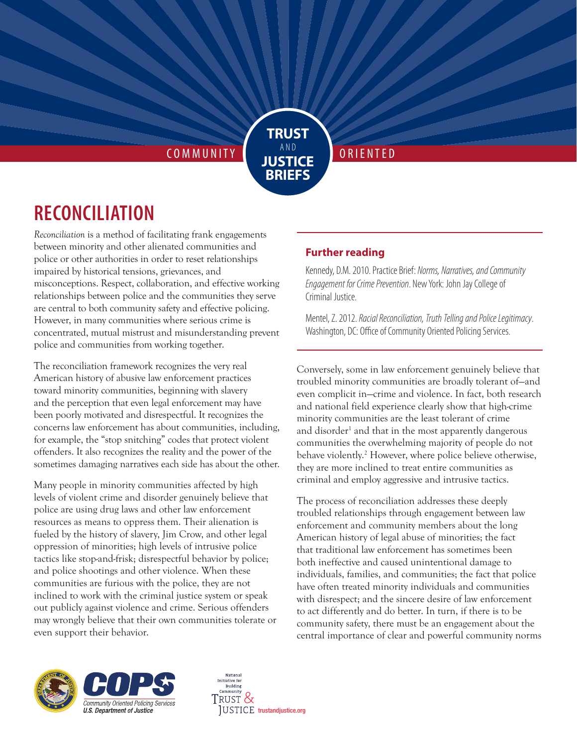COMMUNITY **TRUST** AND **JUSTICE BRIEFS** ORIENTED

# RECONCILIATION

*Reconciliation* is a method of facilitating frank engagements between minority and other alienated communities and police or other authorities in order to reset relationships impaired by historical tensions, grievances, and misconceptions. Respect, collaboration, and effective working relationships between police and the communities they serve are central to both community safety and effective policing. However, in many communities where serious crime is concentrated, mutual mistrust and misunderstanding prevent police and communities from working together.

The reconciliation framework recognizes the very real American history of abusive law enforcement practices toward minority communities, beginning with slavery and the perception that even legal enforcement may have been poorly motivated and disrespectful. It recognizes the concerns law enforcement has about communities, including, for example, the "stop snitching" codes that protect violent offenders. It also recognizes the reality and the power of the sometimes damaging narratives each side has about the other.

Many people in minority communities affected by high levels of violent crime and disorder genuinely believe that police are using drug laws and other law enforcement resources as means to oppress them. Their alienation is fueled by the history of slavery, Jim Crow, and other legal oppression of minorities; high levels of intrusive police tactics like stop-and-frisk; disrespectful behavior by police; and police shootings and other violence. When these communities are furious with the police, they are not inclined to work with the criminal justice system or speak out publicly against violence and crime. Serious offenders may wrongly believe that their own communities tolerate or even support their behavior.

### Further reading

Kennedy, D.M. 2010. Practice Brief: *Norms, Narratives, and Community Engagement for Crime Prevention*. New York: John Jay College of Criminal Justice.

Mentel, Z. 2012. *Racial Reconciliation, Truth Telling and Police Legitimacy*. Washington, DC: Office of Community Oriented Policing Services.

Conversely, some in law enforcement genuinely believe that troubled minority communities are broadly tolerant of—and even complicit in—crime and violence. In fact, both research and national field experience clearly show that high-crime minority communities are the least tolerant of crime and disorder[1] and that in the most apparently dangerous communities the overwhelming majority of people do not behave violently.[2] However, where police believe otherwise, they are more inclined to treat entire communities as criminal and employ aggressive and intrusive tactics.

The process of reconciliation addresses these deeply troubled relationships through engagement between law enforcement and community members about the long American history of legal abuse of minorities; the fact that traditional law enforcement has sometimes been both ineffective and caused unintentional damage to individuals, families, and communities; the fact that police have often treated minority individuals and communities with disrespect; and the sincere desire of law enforcement to act differently and do better. In turn, if there is to be community safety, there must be an engagement about the central importance of clear and powerful community norms

COPS Community Oriented Policing Services U.S. Department of Justice

National Initiative for Building Community Trust & Justice trustandjustice.org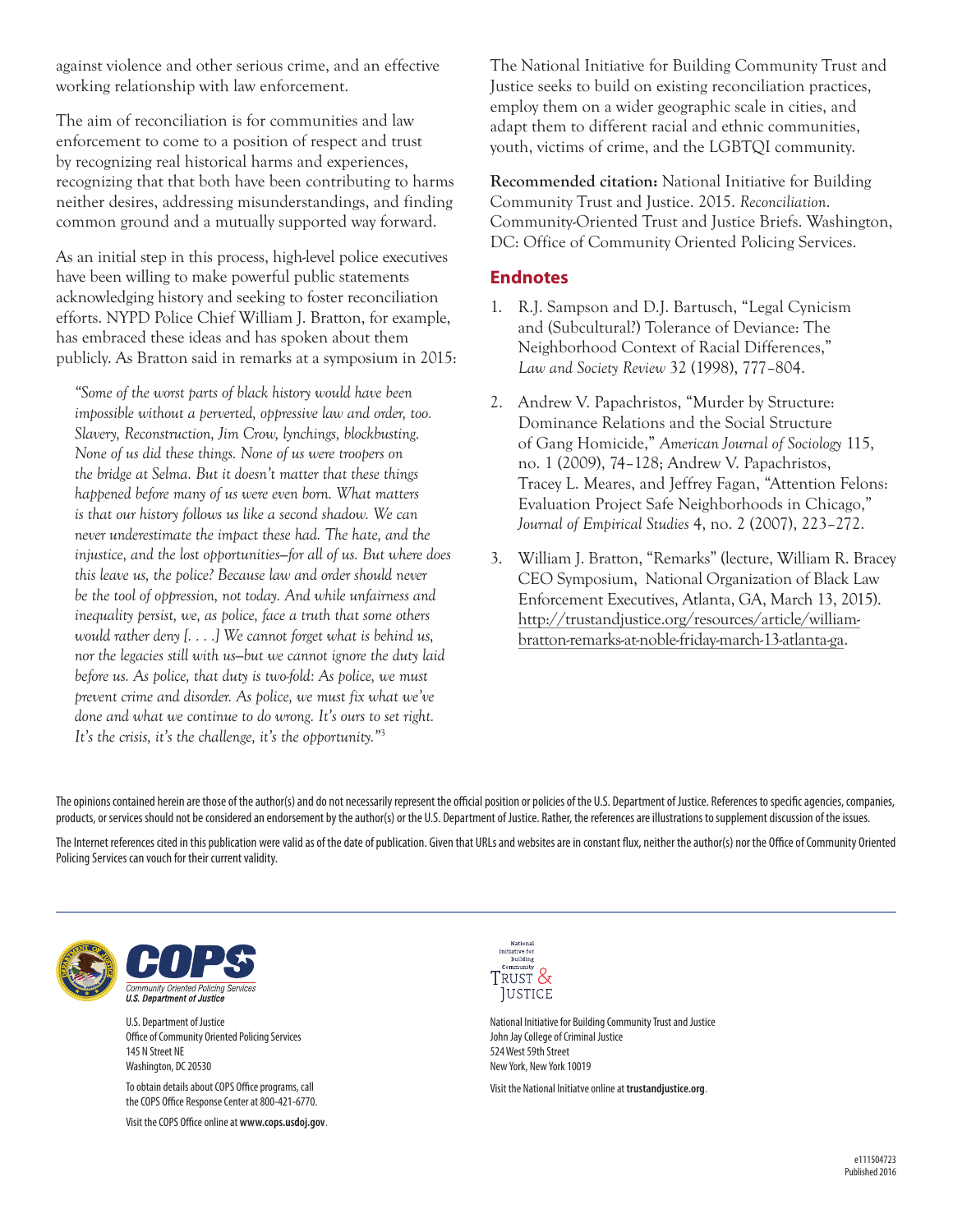against violence and other serious crime, and an effective working relationship with law enforcement.

The aim of reconciliation is for communities and law enforcement to come to a position of respect and trust by recognizing real historical harms and experiences, recognizing that that both have been contributing to harms neither desires, addressing misunderstandings, and finding common ground and a mutually supported way forward.

As an initial step in this process, high-level police executives have been willing to make powerful public statements acknowledging history and seeking to foster reconciliation efforts. NYPD Police Chief William J. Bratton, for example, has embraced these ideas and has spoken about them publicly. As Bratton said in remarks at a symposium in 2015:

> *"Some of the worst parts of black history would have been impossible without a perverted, oppressive law and order, too. Slavery, Reconstruction, Jim Crow, lynchings, blockbusting. None of us did these things. None of us were troopers on the bridge at Selma. But it doesn't matter that these things happened before many of us were even born. What matters is that our history follows us like a second shadow. We can never underestimate the impact these had. The hate, and the injustice, and the lost opportunities–for all of us. But where does this leave us, the police? Because law and order should never be the tool of oppression, not today. And while unfairness and inequality persist, we, as police, face a truth that some others would rather deny [. . . .] We cannot forget what is behind us, nor the legacies still with us–but we cannot ignore the duty laid before us. As police, that duty is two-fold: As police, we must prevent crime and disorder. As police, we must fix what we've done and what we continue to do wrong. It's ours to set right. It's the crisis, it's the challenge, it's the opportunity."*[3]

The National Initiative for Building Community Trust and Justice seeks to build on existing reconciliation practices, employ them on a wider geographic scale in cities, and adapt them to different racial and ethnic communities, youth, victims of crime, and the LGBTQI community.

**Recommended citation:** National Initiative for Building Community Trust and Justice. 2015. *Reconciliation*. Community-Oriented Trust and Justice Briefs. Washington, DC: Office of Community Oriented Policing Services.

## Endnotes

1. R.J. Sampson and D.J. Bartusch, "Legal Cynicism and (Subcultural?) Tolerance of Deviance: The Neighborhood Context of Racial Differences," *Law and Society Review* 32 (1998), 777–804.
2. Andrew V. Papachristos, "Murder by Structure: Dominance Relations and the Social Structure of Gang Homicide," *American Journal of Sociology* 115, no. 1 (2009), 74–128; Andrew V. Papachristos, Tracey L. Meares, and Jeffrey Fagan, "Attention Felons: Evaluation Project Safe Neighborhoods in Chicago," *Journal of Empirical Studies* 4, no. 2 (2007), 223–272.
3. William J. Bratton, "Remarks" (lecture, William R. Bracey CEO Symposium, National Organization of Black Law Enforcement Executives, Atlanta, GA, March 13, 2015). http://trustandjustice.org/resources/article/william-bratton-remarks-at-noble-friday-march-13-atlanta-ga.

The opinions contained herein are those of the author(s) and do not necessarily represent the official position or policies of the U.S. Department of Justice. References to specific agencies, companies, products, or services should not be considered an endorsement by the author(s) or the U.S. Department of Justice. Rather, the references are illustrations to supplement discussion of the issues.

The Internet references cited in this publication were valid as of the date of publication. Given that URLs and websites are in constant flux, neither the author(s) nor the Office of Community Oriented Policing Services can vouch for their current validity.

COPS
Community Oriented Policing Services
U.S. Department of Justice

U.S. Department of Justice
Office of Community Oriented Policing Services
145 N Street NE
Washington, DC 20530

To obtain details about COPS Office programs, call the COPS Office Response Center at 800-421-6770.

Visit the COPS Office online at **www.cops.usdoj.gov**.

National Initiative for Building Community Trust & Justice

National Initiative for Building Community Trust and Justice
John Jay College of Criminal Justice
524 West 59th Street
New York, New York 10019

Visit the National Initiatve online at **trustandjustice.org**.

e111504723
Published 2016